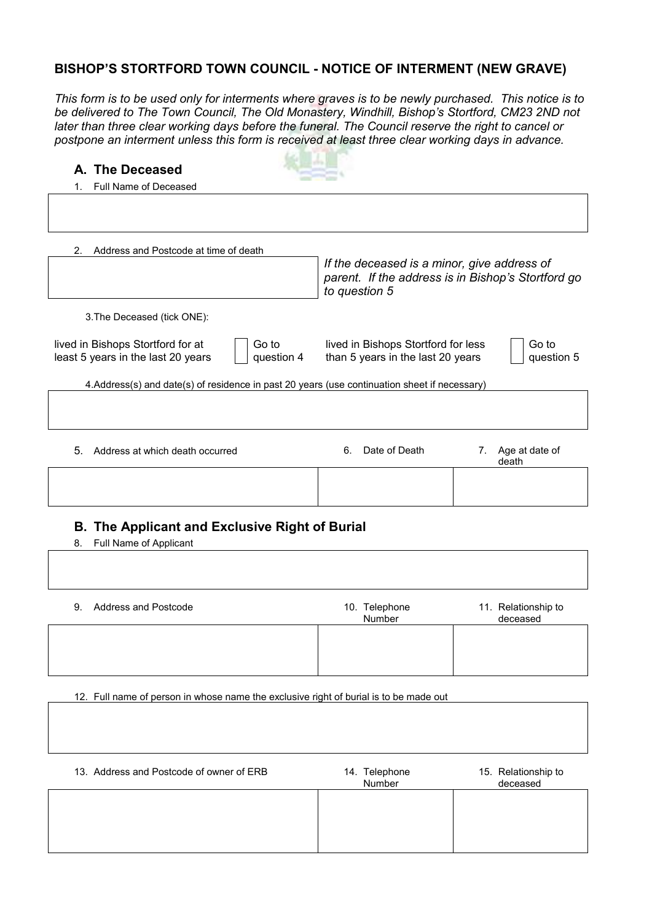# BISHOP'S STORTFORD TOWN COUNCIL - NOTICE OF INTERMENT (NEW GRAVE)

*This form is to be used only for interments where graves is to be newly purchased. This notice is to be delivered to The Town Council, The Old Monastery, Windhill, Bishop's Stortford, CM23 2ND not later than three clear working days before the funeral. The Council reserve the right to cancel or postpone an interment unless this form is received at least three clear working days in advance.*

## A. The Deceased

1. Full Name of Deceased

| |
|---|
| |

2. Address and Postcode at time of death

| | |
|---|---|
| | *If the deceased is a minor, give address of parent. If the address is in Bishop's Stortford go to question 5* |

3. The Deceased (tick ONE):

| | | | | | |
|---|---|---|---|---|---|
| lived in Bishops Stortford for at least 5 years in the last 20 years | ☐ | Go to question 4 | lived in Bishops Stortford for less than 5 years in the last 20 years | ☐ | Go to question 5 |

4. Address(s) and date(s) of residence in past 20 years (use continuation sheet if necessary)

| |
|---|
| |

| 5. Address at which death occurred | 6. Date of Death | 7. Age at date of death |
|---|---|---|
| | | |

## B. The Applicant and Exclusive Right of Burial

8. Full Name of Applicant

| |
|---|
| |

| 9. Address and Postcode | 10. Telephone Number | 11. Relationship to deceased |
|---|---|---|
| | | |

12. Full name of person in whose name the exclusive right of burial is to be made out

| |
|---|
| |

| 13. Address and Postcode of owner of ERB | 14. Telephone Number | 15. Relationship to deceased |
|---|---|---|
| | | |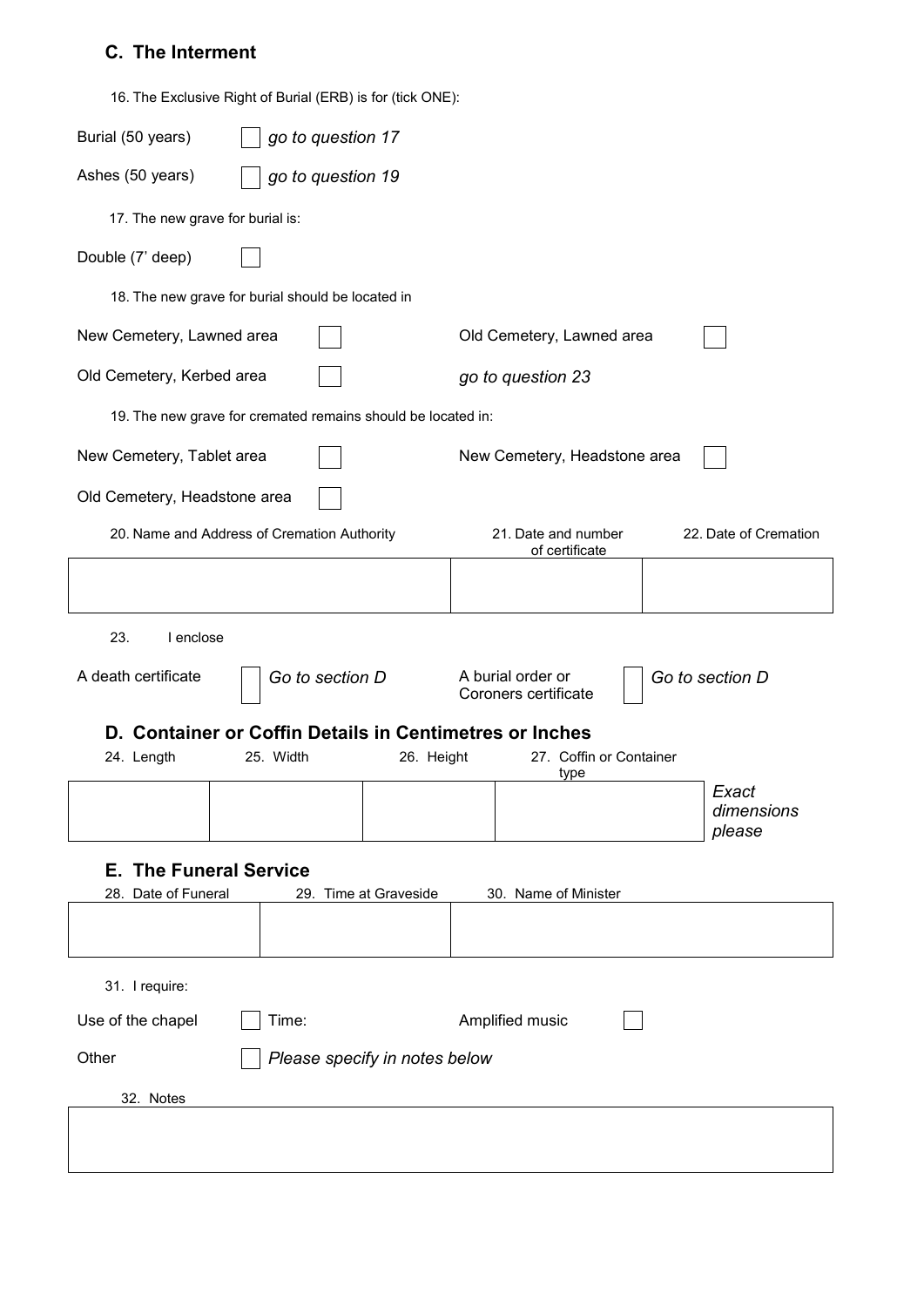## C. The Interment

16. The Exclusive Right of Burial (ERB) is for (tick ONE):

Burial (50 years) ☐ *go to question 17*

Ashes (50 years) ☐ *go to question 19*

17. The new grave for burial is:

Double (7' deep) ☐

18. The new grave for burial should be located in

New Cemetery, Lawned area ☐ Old Cemetery, Lawned area ☐

Old Cemetery, Kerbed area ☐ *go to question 23*

19. The new grave for cremated remains should be located in:

New Cemetery, Tablet area ☐ New Cemetery, Headstone area ☐

Old Cemetery, Headstone area ☐

| 20. Name and Address of Cremation Authority | 21. Date and number of certificate | 22. Date of Cremation |
|---|---|---|
| | | |

23. I enclose

A death certificate ☐ *Go to section D* A burial order or Coroners certificate ☐ *Go to section D*

## D. Container or Coffin Details in Centimetres or Inches

| 24. Length | 25. Width | 26. Height | 27. Coffin or Container type |
|---|---|---|---|
| | | | |

*Exact dimensions please*

## E. The Funeral Service

| 28. Date of Funeral | 29. Time at Graveside | 30. Name of Minister |
|---|---|---|
| | | |

31. I require:

Use of the chapel ☐ Time: Amplified music ☐

Other ☐ *Please specify in notes below*

32. Notes

| |
|---|
| |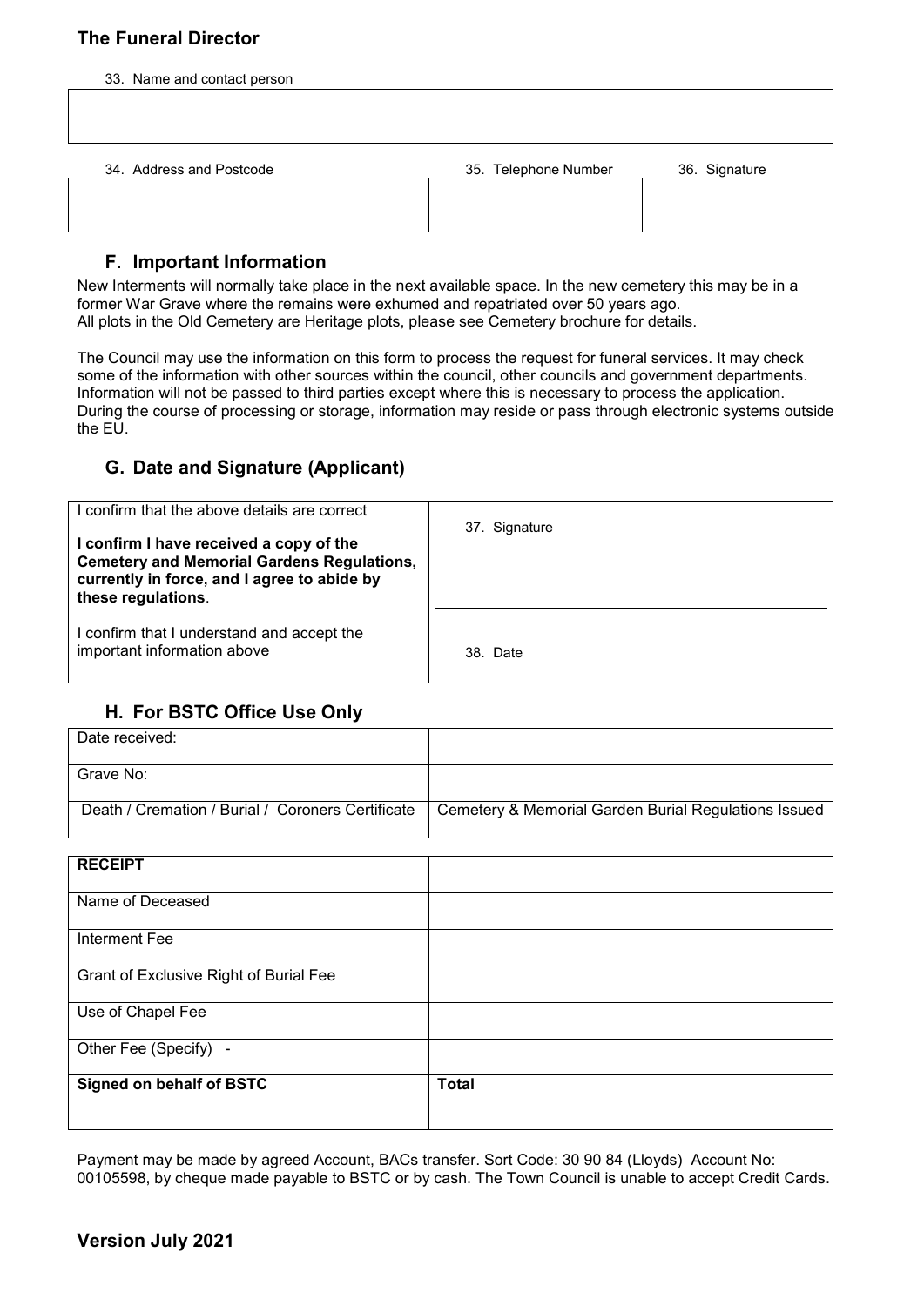## The Funeral Director

| 33. Name and contact person | | |
|---|---|---|
| | | |
| 34. Address and Postcode | 35. Telephone Number | 36. Signature |
| | | |

## F. Important Information

New Interments will normally take place in the next available space. In the new cemetery this may be in a former War Grave where the remains were exhumed and repatriated over 50 years ago.
All plots in the Old Cemetery are Heritage plots, please see Cemetery brochure for details.

The Council may use the information on this form to process the request for funeral services. It may check some of the information with other sources within the council, other councils and government departments. Information will not be passed to third parties except where this is necessary to process the application. During the course of processing or storage, information may reside or pass through electronic systems outside the EU.

## G. Date and Signature (Applicant)

| | |
|---|---|
| I confirm that the above details are correct<br><br>**I confirm I have received a copy of the Cemetery and Memorial Gardens Regulations, currently in force, and I agree to abide by these regulations**.<br><br>I confirm that I understand and accept the important information above | 37. Signature<br><br>38. Date |

## H. For BSTC Office Use Only

| | |
|---|---|
| Date received: | |
| Grave No: | |
| Death / Cremation / Burial / Coroners Certificate | Cemetery & Memorial Garden Burial Regulations Issued |

| **RECEIPT** | |
|---|---|
| Name of Deceased | |
| Interment Fee | |
| Grant of Exclusive Right of Burial Fee | |
| Use of Chapel Fee | |
| Other Fee (Specify) - | |
| **Signed on behalf of BSTC** | **Total** |

Payment may be made by agreed Account, BACs transfer. Sort Code: 30 90 84 (Lloyds) Account No: 00105598, by cheque made payable to BSTC or by cash. The Town Council is unable to accept Credit Cards.

**Version July 2021**